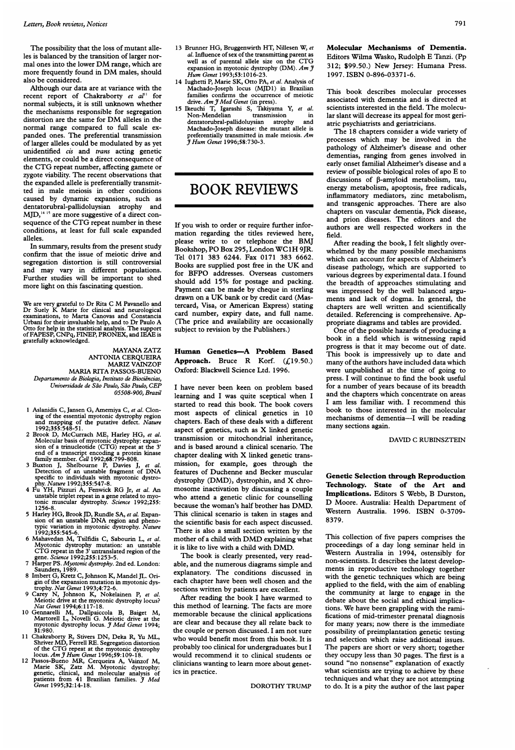The possibility that the loss of mutant alleles is balanced by the transition of larger normal ones into the lower DM range, which are more frequently found in DM males, should also be considered.

Although our data are at variance with the recent report of Chakraborty *et al*[11] for normal subjects, it is still unknown whether the mechanisms responsible for segregation distortion are the same for DM alleles in the normal range compared to full scale expanded ones. The preferential transmission of larger alleles could be modulated by as yet unidentified *cis* and *trans* acting genetic elements, or could be a direct consequence of the CTG repeat number, affecting gamete or zygote viability. The recent observations that the expanded allele is preferentially transmitted in male meiosis in other conditions caused by dynamic expansions, such as dentatorubral-pallidoluysian atrophy and MJD,[14,15] are more suggestive of a direct consequence of the CTG repeat number in these conditions, at least for full scale expanded alleles.

In summary, results from the present study confirm that the issue of meiotic drive and segregation distortion is still controversial and may vary in different populations. Further studies will be important to shed more light on this fascinating question.

We are very grateful to Dr Rita C M Pavanello and Dr Suely K Marie for clinical and neurological examinations, to Marta Canovas and Constancia Urbani for their invaluable help, and to Dr Paulo A Otto for help in the statistical analysis. The support of FAPESP, CNPq, FINEP, PRONEX, and IEAE is gratefully acknowledged.

MAYANA ZATZ
ANTONIA CERQUEIRA
MARIZ VAINZOF
MARIA RITA PASSOS-BUENO
*Departamento de Biologia, Instituto de Biociências, Universidade de São Paulo, São Paulo, CEP 05508-900, Brazil*

1 Aslanidis C, Jansen G, Amemiya C, et al. Cloning of the essential myotonic dystrophy region and mapping of the putative defect. *Nature* 1992;355:548-51.
2 Brook D, McCurrach ME, Harley HG, et al. Molecular basis of myotonic dystrophy: expansion of a trinucleotide (CTG) repeat at the 3' end of a transcript encoding a protein kinase family member. *Cell* 1992;68:799-808.
3 Buxton J, Shelbourne P, Davies J, et al. Detection of an unstable fragment of DNA specific to individuals with myotonic dystrophy. *Nature* 1992;355:547-8.
4 Fu YH, Pizzuri A, Fenwick RG Jr, et al. An unstable triplet repeat in a gene related to myotonic muscular dystrophy. *Science* 1992;255:1256-8.
5 Harley HG, Brook JD, Rundle SA, et al. Expansion of an unstable DNA region and phenotypic variation in myotonic dystrophy. *Nature* 1992;355:545-6.
6 Mahavedan M, Tsilfidis C, Sabourin L, et al. Myotonic dystrophy mutation: an unstable CTG repeat in the 3' untranslated region of the gene. *Science* 1992;255:1253-5.
7 Harper PS. *Myotonic dystrophy*. 2nd ed. London: Saunders, 1989.
8 Imbert G, Kretz C, Johnson K, Mandel JL. Origin of the expansion mutation in myotonic dystrophy. *Nat Genet* 1993;4:72-6.
9 Carey N, Johnson K, Nokelainen P, et al. Meiotic drive at the myotonic dystrophy locus? *Nat Genet* 1994;6:117-18.
10 Gennarelli M, Dallpiaccola B, Baiget M, Martorell L, Novelli G. Meiotic drive at the myotonic dystrophy locus. *J Med Genet* 1994; 31:980.
11 Chakraborty R, Stivers DN, Deka R, Yu ML, Shriver MD, Ferrell RE. Segregation distortion of the CTG repeat at the myotonic dystrophy locus. *Am J Hum Genet* 1996;59:109-18.
12 Passos-Bueno MR, Cerqueira A, Vainzof M, Marie SK, Zatz M. Myotonic dystrophy: genetic, clinical, and molecular analysis of patients from 41 Brazilian families. *J Med Genet* 1995;32:14-18.
13 Brunner HG, Bruggenwirth HT, Nillesen W, et al. Influence of sex of the transmitting parent as well as of parental allele size on the CTG expansion in myotonic dystrophy (DM). *Am J Hum Genet* 1993;53:1016-23.
14 Iughetti P, Marie SK, Otto PA, et al. Analysis of Machado-Joseph locus (MJD1) in Brazilian families confirms the occurrence of meiotic drive. *Am J Med Genet* (in press).
15 Ikeuchi T, Igarashi S, Takiyama Y, et al. Non-Mendelian transmission in dentatorubral-pallidoluysian atrophy and Machado-Joseph disease: the mutant allele is preferentially transmitted in male meiosis. *Am J Hum Genet* 1996;58:730-3.

# BOOK REVIEWS

If you wish to order or require further information regarding the titles reviewed here, please write to or telephone the BMJ Bookshop, PO Box 295, London WC1H 9JR. Tel 0171 383 6244. Fax 0171 383 6662. Books are supplied post free in the UK and for BFPO addresses. Overseas customers should add 15% for postage and packing. Payment can be made by cheque in sterling drawn on a UK bank or by credit card (Mastercard, Visa, or American Express) stating card number, expiry date, and full name. (The price and availability are occasionally subject to revision by the Publishers.)

**Human Genetics—A Problem Based Approach.** Bruce R Korf. (£19.50.) Oxford: Blackwell Science Ltd. 1996.

I have never been keen on problem based learning and I was quite sceptical when I started to read this book. The book covers most aspects of clinical genetics in 10 chapters. Each of these deals with a different aspect of genetics, such as X linked genetic transmission or mitochondrial inheritance, and is based around a clinical scenario. The chapter dealing with X linked genetic transmission, for example, goes through the features of Duchenne and Becker muscular dystrophy (DMD), dystrophin, and X chromosome inactivation by discussing a couple who attend a genetic clinic for counselling because the woman's half brother has DMD. This clinical scenario is taken in stages and the scientific basis for each aspect discussed. There is also a small section written by the mother of a child with DMD explaining what it is like to live with a child with DMD.

The book is clearly presented, very readable, and the numerous diagrams simple and explanatory. The conditions discussed in each chapter have been well chosen and the sections written by patients are excellent.

After reading the book I have warmed to this method of learning. The facts are more memorable because the clinical applications are clear and because they all relate back to the couple or person discussed. I am not sure who would benefit most from this book. It is probably too clinical for undergraduates but I would recommend it to clinical students or clinicians wanting to learn more about genetics in practice.

DOROTHY TRUMP

**Molecular Mechanisms of Dementia.** Editors Wilma Wasko, Rudolph E Tanzi. (Pp 312; $99.50.) New Jersey: Humana Press. 1997. ISBN 0-896-03371-6.

This book describes molecular processes associated with dementia and is directed at scientists interested in the field. The molecular slant will decrease its appeal for most geriatric psychiatrists and geriatricians.

The 18 chapters consider a wide variety of processes which may be involved in the pathology of Alzheimer's disease and other dementias, ranging from genes involved in early onset familial Alzheimer's disease and a review of possible biological roles of apo E to discussions of β-amyloid metabolism, tau, energy metabolism, apoptosis, free radicals, inflammatory mediators, zinc metabolism, and transgenic approaches. There are also chapters on vascular dementia, Pick disease, and prion diseases. The editors and the authors are well respected workers in the field.

After reading the book, I felt slightly overwhelmed by the many possible mechanisms which can account for aspects of Alzheimer's disease pathology, which are supported to various degrees by experimental data. I found the breadth of approaches stimulating and was impressed by the well balanced arguments and lack of dogma. In general, the chapters are well written and scientifically detailed. Referencing is comprehensive. Appropriate diagrams and tables are provided.

One of the possible hazards of producing a book in a field which is witnessing rapid progress is that it may become out of date. This book is impressively up to date and many of the authors have included data which were unpublished at the time of going to press. I will continue to find the book useful for a number of years because of its breadth and the chapters which concentrate on areas I am less familiar with. I recommend this book to those interested in the molecular mechanisms of dementia—I will be reading many sections again.

DAVID C RUBINSZTEIN

**Genetic Selection through Reproduction Technology. State of the Art and Implications.** Editors S Webb, B Durston, D Moore. Australia: Health Department of Western Australia. 1996. ISBN 0-3709-8379.

This collection of five papers comprises the proceedings of a day long seminar held in Western Australia in 1994, ostensibly for non-scientists. It describes the latest developments in reproductive technology together with the genetic techniques which are being applied to the field, with the aim of enabling the community at large to engage in the debate about the social and ethical implications. We have been grappling with the ramifications of mid-trimester prenatal diagnosis for many years; now there is the immediate possibility of preimplantation genetic testing and selection which raise additional issues. The papers are short or very short; together they occupy less than 30 pages. The first is a sound "no nonsense" explanation of exactly what scientists are trying to achieve by these techniques and what they are not attempting to do. It is a pity the author of the last paper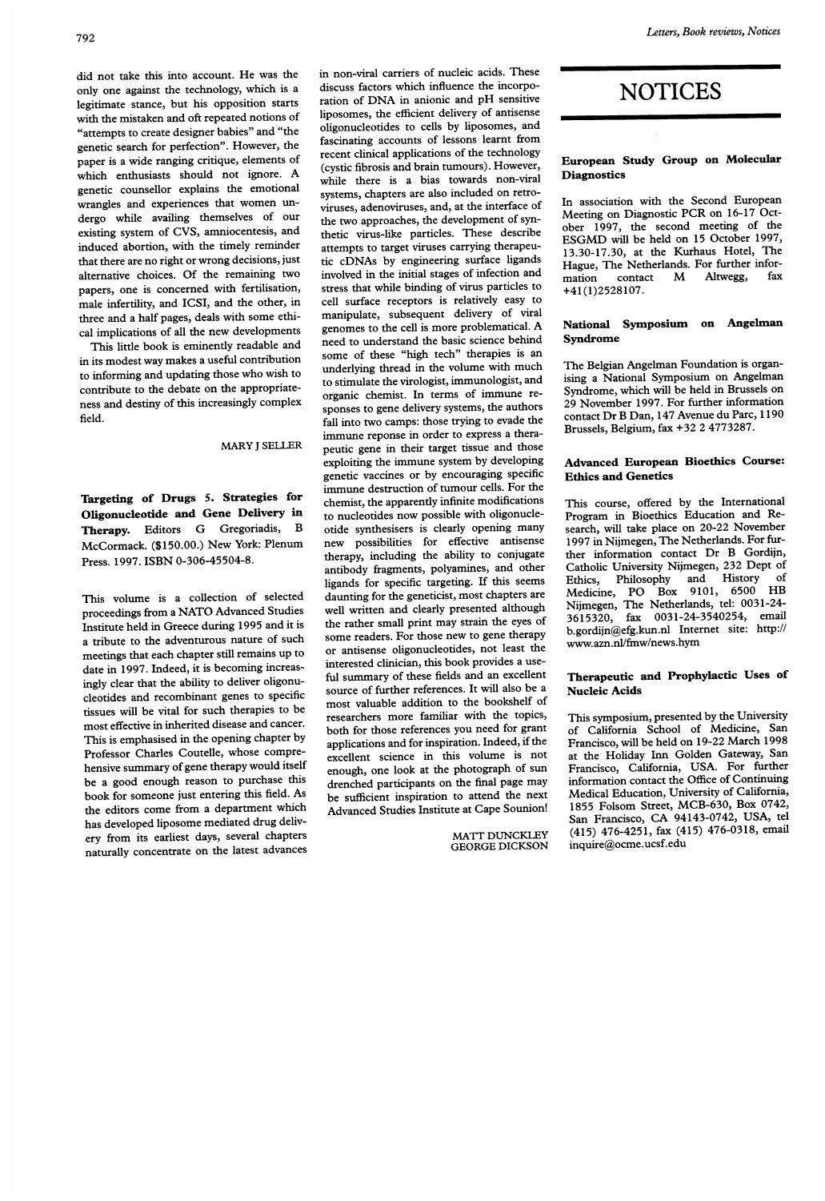did not take this into account. He was the only one against the technology, which is a legitimate stance, but his opposition starts with the mistaken and oft repeated notions of "attempts to create designer babies" and "the genetic search for perfection". However, the paper is a wide ranging critique, elements of which enthusiasts should not ignore. A genetic counsellor explains the emotional wrangles and experiences that women undergo while availing themselves of our existing system of CVS, amniocentesis, and induced abortion, with the timely reminder that there are no right or wrong decisions, just alternative choices. Of the remaining two papers, one is concerned with fertilisation, male infertility, and ICSI, and the other, in three and a half pages, deals with some ethical implications of all the new developments

This little book is eminently readable and in its modest way makes a useful contribution to informing and updating those who wish to contribute to the debate on the appropriateness and destiny of this increasingly complex field.

MARY J SELLER

**Targeting of Drugs 5. Strategies for Oligonucleotide and Gene Delivery in Therapy.** Editors G Gregoriadis, B McCormack. ($150.00.) New York: Plenum Press. 1997. ISBN 0-306-45504-8.

This volume is a collection of selected proceedings from a NATO Advanced Studies Institute held in Greece during 1995 and it is a tribute to the adventurous nature of such meetings that each chapter still remains up to date in 1997. Indeed, it is becoming increasingly clear that the ability to deliver oligonucleotides and recombinant genes to specific tissues will be vital for such therapies to be most effective in inherited disease and cancer. This is emphasised in the opening chapter by Professor Charles Coutelle, whose comprehensive summary of gene therapy would itself be a good enough reason to purchase this book for someone just entering this field. As the editors come from a department which has developed liposome mediated drug delivery from its earliest days, several chapters naturally concentrate on the latest advances in non-viral carriers of nucleic acids. These discuss factors which influence the incorporation of DNA in anionic and pH sensitive liposomes, the efficient delivery of antisense oligonucleotides to cells by liposomes, and fascinating accounts of lessons learnt from recent clinical applications of the technology (cystic fibrosis and brain tumours). However, while there is a bias towards non-viral systems, chapters are also included on retroviruses, adenoviruses, and, at the interface of the two approaches, the development of synthetic virus-like particles. These describe attempts to target viruses carrying therapeutic cDNAs by engineering surface ligands involved in the initial stages of infection and stress that while binding of virus particles to cell surface receptors is relatively easy to manipulate, subsequent delivery of viral genomes to the cell is more problematical. A need to understand the basic science behind some of these "high tech" therapies is an underlying thread in the volume with much to stimulate the virologist, immunologist, and organic chemist. In terms of immune responses to gene delivery systems, the authors fall into two camps: those trying to evade the immune reponse in order to express a therapeutic gene in their target tissue and those exploiting the immune system by developing genetic vaccines or by encouraging specific immune destruction of tumour cells. For the chemist, the apparently infinite modifications to nucleotides now possible with oligonucleotide synthesisers is clearly opening many new possibilities for effective antisense therapy, including the ability to conjugate antibody fragments, polyamines, and other ligands for specific targeting. If this seems daunting for the geneticist, most chapters are well written and clearly presented although the rather small print may strain the eyes of some readers. For those new to gene therapy or antisense oligonucleotides, not least the interested clinician, this book provides a useful summary of these fields and an excellent source of further references. It will also be a most valuable addition to the bookshelf of researchers more familiar with the topics, both for those references you need for grant applications and for inspiration. Indeed, if the excellent science in this volume is not enough, one look at the photograph of sun drenched participants on the final page may be sufficient inspiration to attend the next Advanced Studies Institute at Cape Sounion!

MATT DUNCKLEY
GEORGE DICKSON

# NOTICES

### European Study Group on Molecular Diagnostics

In association with the Second European Meeting on Diagnostic PCR on 16-17 October 1997, the second meeting of the ESGMD will be held on 15 October 1997, 13.30-17.30, at the Kurhaus Hotel, The Hague, The Netherlands. For further information contact M Altwegg, fax +41(1)2528107.

### National Symposium on Angelman Syndrome

The Belgian Angelman Foundation is organising a National Symposium on Angelman Syndrome, which will be held in Brussels on 29 November 1997. For further information contact Dr B Dan, 147 Avenue du Parc, 1190 Brussels, Belgium, fax +32 2 4773287.

### Advanced European Bioethics Course: Ethics and Genetics

This course, offered by the International Program in Bioethics Education and Research, will take place on 20-22 November 1997 in Nijmegen, The Netherlands. For further information contact Dr B Gordijn, Catholic University Nijmegen, 232 Dept of Ethics, Philosophy and History of Medicine, PO Box 9101, 6500 HB Nijmegen, The Netherlands, tel: 0031-24-3615320, fax 0031-24-3540254, email b.gordijn@efg.kun.nl Internet site: http://www.azn.nl/fmw/news.hym

### Therapeutic and Prophylactic Uses of Nucleic Acids

This symposium, presented by the University of California School of Medicine, San Francisco, will be held on 19-22 March 1998 at the Holiday Inn Golden Gateway, San Francisco, California, USA. For further information contact the Office of Continuing Medical Education, University of California, 1855 Folsom Street, MCB-630, Box 0742, San Francisco, CA 94143-0742, USA, tel (415) 476-4251, fax (415) 476-0318, email inquire@ocme.ucsf.edu